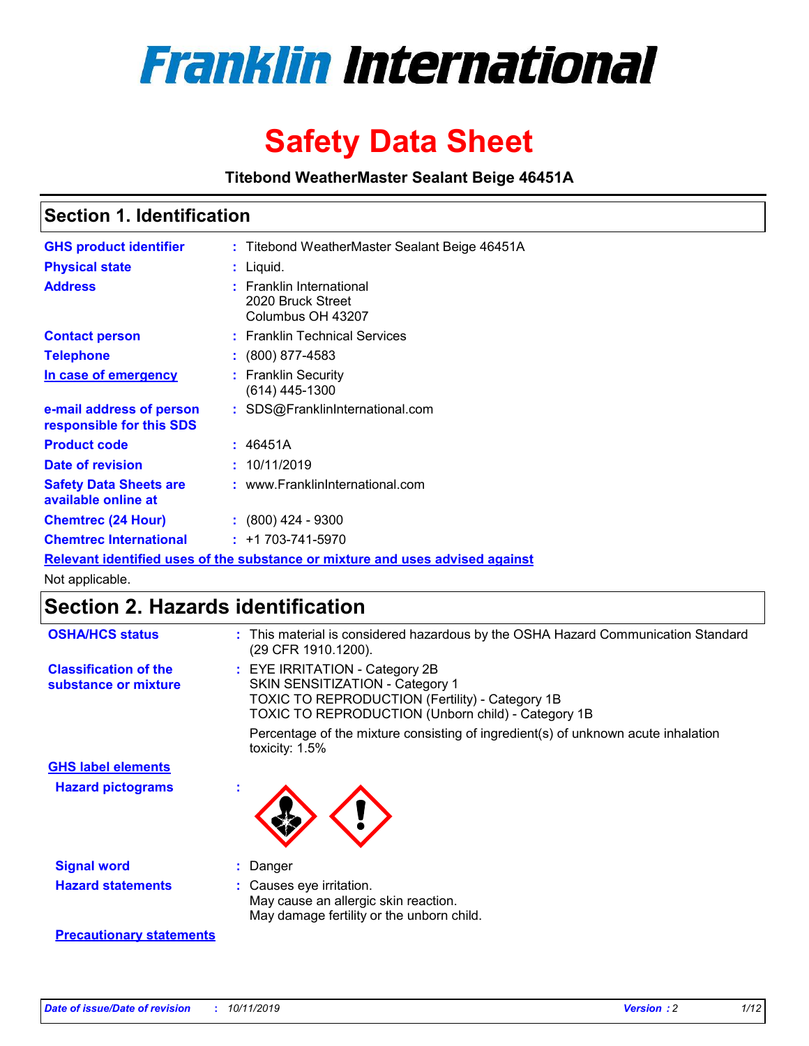# Franklin International

# Safety Data Sheet

**Titebond WeatherMaster Sealant Beige 46451A**

## Section 1. Identification

| | |
|---|---|
| **GHS product identifier** | : Titebond WeatherMaster Sealant Beige 46451A |
| **Physical state** | : Liquid. |
| **Address** | : Franklin International<br>2020 Bruck Street<br>Columbus OH 43207 |
| **Contact person** | : Franklin Technical Services |
| **Telephone** | : (800) 877-4583 |
| **In case of emergency** | : Franklin Security<br>(614) 445-1300 |
| **e-mail address of person responsible for this SDS** | : SDS@FranklinInternational.com |
| **Product code** | : 46451A |
| **Date of revision** | : 10/11/2019 |
| **Safety Data Sheets are available online at** | : www.FranklinInternational.com |
| **Chemtrec (24 Hour)** | : (800) 424 - 9300 |
| **Chemtrec International** | : +1 703-741-5970 |

**Relevant identified uses of the substance or mixture and uses advised against**

Not applicable.

## Section 2. Hazards identification

**OSHA/HCS status** : This material is considered hazardous by the OSHA Hazard Communication Standard (29 CFR 1910.1200).

**Classification of the substance or mixture** : EYE IRRITATION - Category 2B
SKIN SENSITIZATION - Category 1
TOXIC TO REPRODUCTION (Fertility) - Category 1B
TOXIC TO REPRODUCTION (Unborn child) - Category 1B

Percentage of the mixture consisting of ingredient(s) of unknown acute inhalation toxicity: 1.5%

**GHS label elements**

**Hazard pictograms** :

**Signal word** : Danger

**Hazard statements** : Causes eye irritation.
May cause an allergic skin reaction.
May damage fertility or the unborn child.

**Precautionary statements**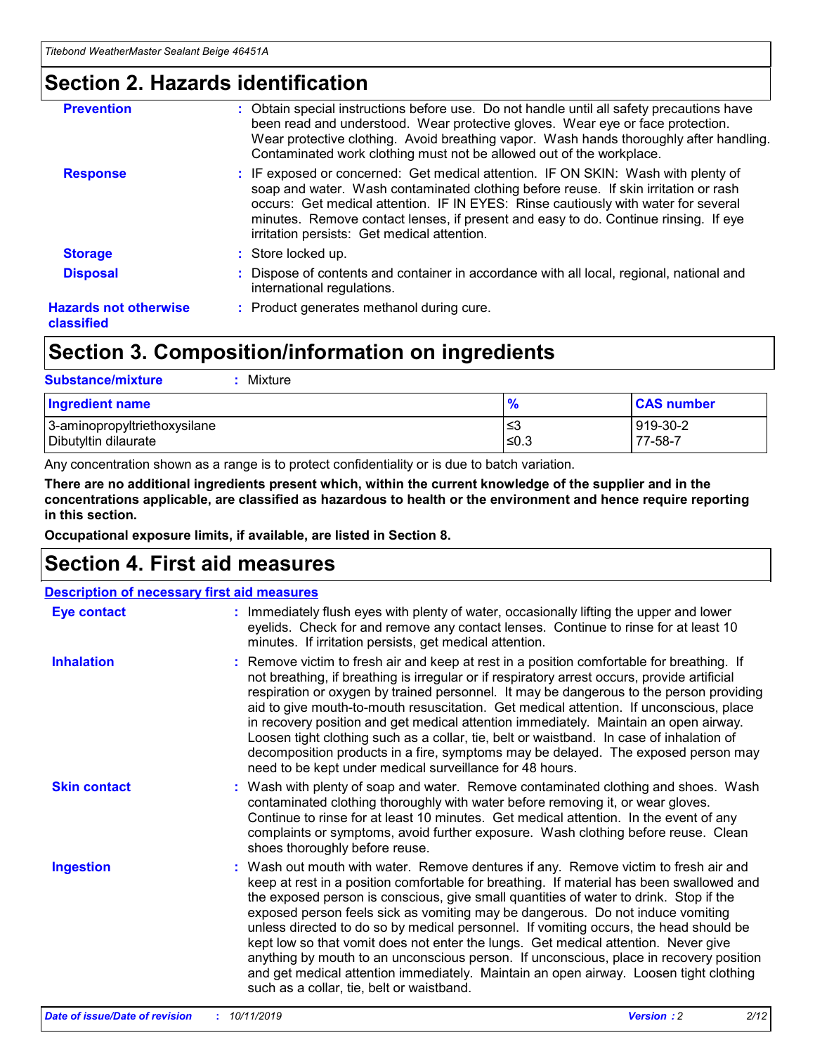## Section 2. Hazards identification

| | |
|---|---|
| **Prevention** | : Obtain special instructions before use. Do not handle until all safety precautions have been read and understood. Wear protective gloves. Wear eye or face protection. Wear protective clothing. Avoid breathing vapor. Wash hands thoroughly after handling. Contaminated work clothing must not be allowed out of the workplace. |
| **Response** | : IF exposed or concerned: Get medical attention. IF ON SKIN: Wash with plenty of soap and water. Wash contaminated clothing before reuse. If skin irritation or rash occurs: Get medical attention. IF IN EYES: Rinse cautiously with water for several minutes. Remove contact lenses, if present and easy to do. Continue rinsing. If eye irritation persists: Get medical attention. |
| **Storage** | : Store locked up. |
| **Disposal** | : Dispose of contents and container in accordance with all local, regional, national and international regulations. |
| **Hazards not otherwise classified** | : Product generates methanol during cure. |

## Section 3. Composition/information on ingredients

**Substance/mixture** : Mixture

| Ingredient name | % | CAS number |
|---|---|---|
| 3-aminopropyltriethoxysilane | ≤3 | 919-30-2 |
| Dibutyltin dilaurate | ≤0.3 | 77-58-7 |

Any concentration shown as a range is to protect confidentiality or is due to batch variation.

**There are no additional ingredients present which, within the current knowledge of the supplier and in the concentrations applicable, are classified as hazardous to health or the environment and hence require reporting in this section.**

**Occupational exposure limits, if available, are listed in Section 8.**

## Section 4. First aid measures

**Description of necessary first aid measures**

| | |
|---|---|
| **Eye contact** | : Immediately flush eyes with plenty of water, occasionally lifting the upper and lower eyelids. Check for and remove any contact lenses. Continue to rinse for at least 10 minutes. If irritation persists, get medical attention. |
| **Inhalation** | : Remove victim to fresh air and keep at rest in a position comfortable for breathing. If not breathing, if breathing is irregular or if respiratory arrest occurs, provide artificial respiration or oxygen by trained personnel. It may be dangerous to the person providing aid to give mouth-to-mouth resuscitation. Get medical attention. If unconscious, place in recovery position and get medical attention immediately. Maintain an open airway. Loosen tight clothing such as a collar, tie, belt or waistband. In case of inhalation of decomposition products in a fire, symptoms may be delayed. The exposed person may need to be kept under medical surveillance for 48 hours. |
| **Skin contact** | : Wash with plenty of soap and water. Remove contaminated clothing and shoes. Wash contaminated clothing thoroughly with water before removing it, or wear gloves. Continue to rinse for at least 10 minutes. Get medical attention. In the event of any complaints or symptoms, avoid further exposure. Wash clothing before reuse. Clean shoes thoroughly before reuse. |
| **Ingestion** | : Wash out mouth with water. Remove dentures if any. Remove victim to fresh air and keep at rest in a position comfortable for breathing. If material has been swallowed and the exposed person is conscious, give small quantities of water to drink. Stop if the exposed person feels sick as vomiting may be dangerous. Do not induce vomiting unless directed to do so by medical personnel. If vomiting occurs, the head should be kept low so that vomit does not enter the lungs. Get medical attention. Never give anything by mouth to an unconscious person. If unconscious, place in recovery position and get medical attention immediately. Maintain an open airway. Loosen tight clothing such as a collar, tie, belt or waistband. |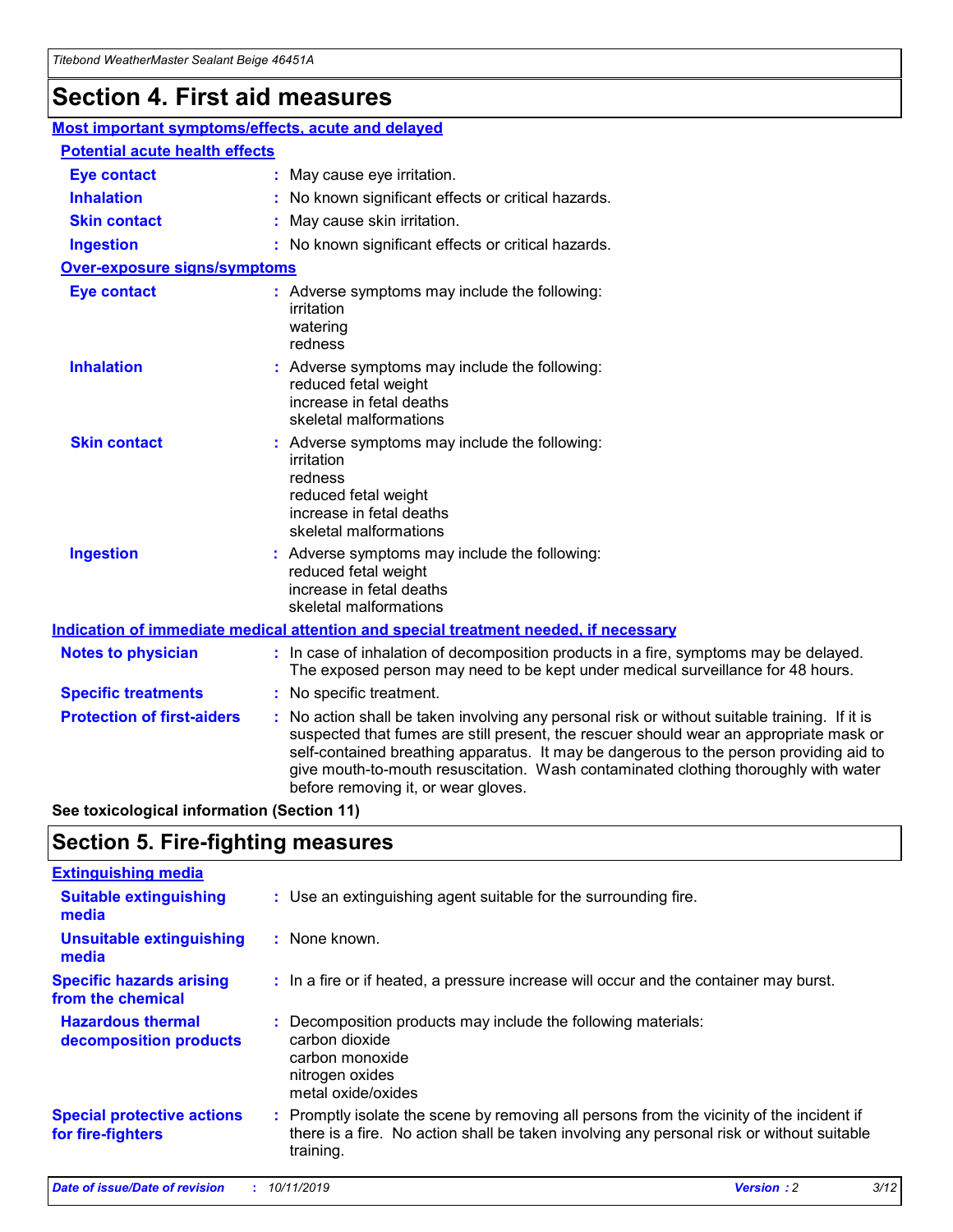# Section 4. First aid measures

## Most important symptoms/effects, acute and delayed

### Potential acute health effects

**Eye contact** : May cause eye irritation.

**Inhalation** : No known significant effects or critical hazards.

**Skin contact** : May cause skin irritation.

**Ingestion** : No known significant effects or critical hazards.

### Over-exposure signs/symptoms

**Eye contact** : Adverse symptoms may include the following:
irritation
watering
redness

**Inhalation** : Adverse symptoms may include the following:
reduced fetal weight
increase in fetal deaths
skeletal malformations

**Skin contact** : Adverse symptoms may include the following:
irritation
redness
reduced fetal weight
increase in fetal deaths
skeletal malformations

**Ingestion** : Adverse symptoms may include the following:
reduced fetal weight
increase in fetal deaths
skeletal malformations

## Indication of immediate medical attention and special treatment needed, if necessary

**Notes to physician** : In case of inhalation of decomposition products in a fire, symptoms may be delayed. The exposed person may need to be kept under medical surveillance for 48 hours.

**Specific treatments** : No specific treatment.

**Protection of first-aiders** : No action shall be taken involving any personal risk or without suitable training. If it is suspected that fumes are still present, the rescuer should wear an appropriate mask or self-contained breathing apparatus. It may be dangerous to the person providing aid to give mouth-to-mouth resuscitation. Wash contaminated clothing thoroughly with water before removing it, or wear gloves.

**See toxicological information (Section 11)**

# Section 5. Fire-fighting measures

## Extinguishing media

**Suitable extinguishing media** : Use an extinguishing agent suitable for the surrounding fire.

**Unsuitable extinguishing media** : None known.

**Specific hazards arising from the chemical** : In a fire or if heated, a pressure increase will occur and the container may burst.

**Hazardous thermal decomposition products** : Decomposition products may include the following materials:
carbon dioxide
carbon monoxide
nitrogen oxides
metal oxide/oxides

**Special protective actions for fire-fighters** : Promptly isolate the scene by removing all persons from the vicinity of the incident if there is a fire. No action shall be taken involving any personal risk or without suitable training.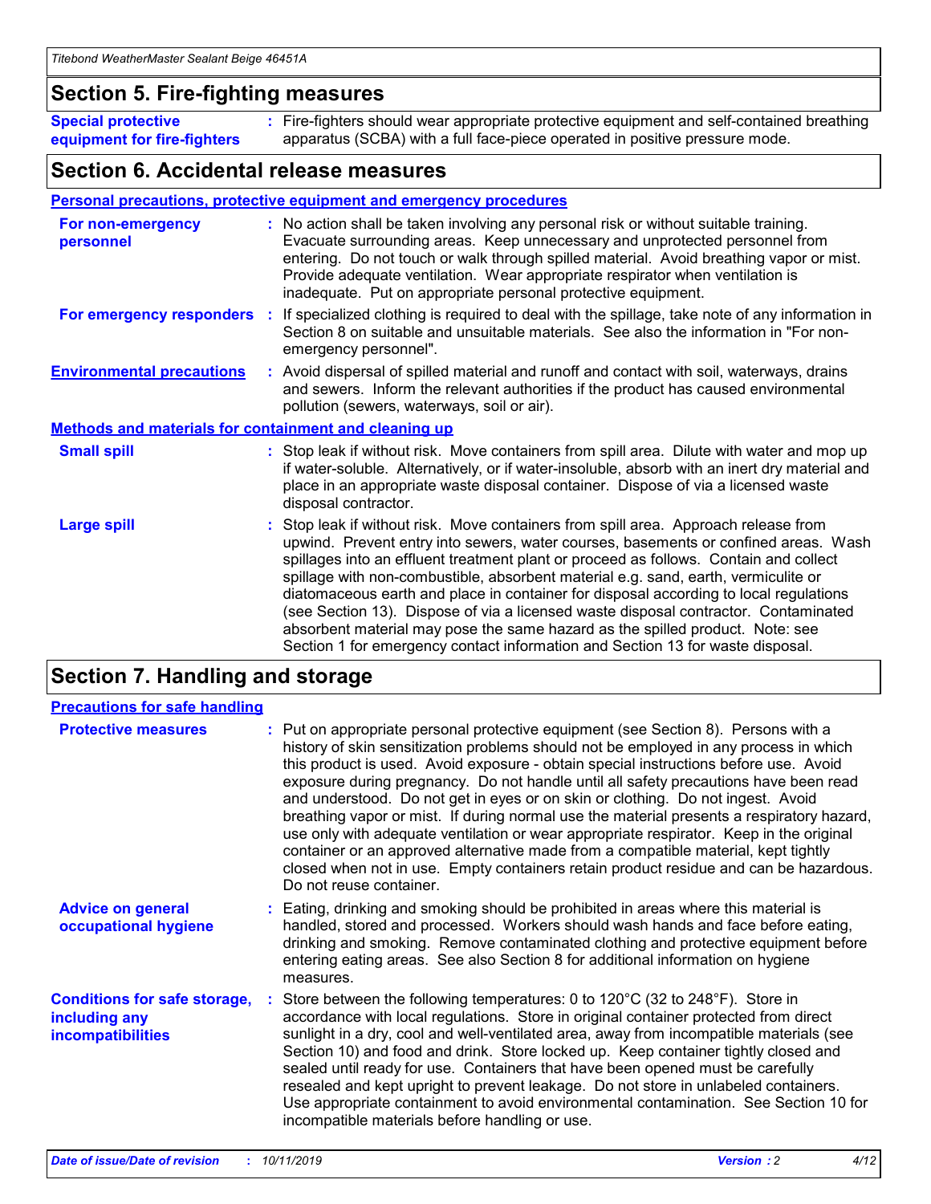## Section 5. Fire-fighting measures

**Special protective equipment for fire-fighters** : Fire-fighters should wear appropriate protective equipment and self-contained breathing apparatus (SCBA) with a full face-piece operated in positive pressure mode.

## Section 6. Accidental release measures

### Personal precautions, protective equipment and emergency procedures

**For non-emergency personnel** : No action shall be taken involving any personal risk or without suitable training. Evacuate surrounding areas. Keep unnecessary and unprotected personnel from entering. Do not touch or walk through spilled material. Avoid breathing vapor or mist. Provide adequate ventilation. Wear appropriate respirator when ventilation is inadequate. Put on appropriate personal protective equipment.

**For emergency responders** : If specialized clothing is required to deal with the spillage, take note of any information in Section 8 on suitable and unsuitable materials. See also the information in "For non-emergency personnel".

**Environmental precautions** : Avoid dispersal of spilled material and runoff and contact with soil, waterways, drains and sewers. Inform the relevant authorities if the product has caused environmental pollution (sewers, waterways, soil or air).

### Methods and materials for containment and cleaning up

**Small spill** : Stop leak if without risk. Move containers from spill area. Dilute with water and mop up if water-soluble. Alternatively, or if water-insoluble, absorb with an inert dry material and place in an appropriate waste disposal container. Dispose of via a licensed waste disposal contractor.

**Large spill** : Stop leak if without risk. Move containers from spill area. Approach release from upwind. Prevent entry into sewers, water courses, basements or confined areas. Wash spillages into an effluent treatment plant or proceed as follows. Contain and collect spillage with non-combustible, absorbent material e.g. sand, earth, vermiculite or diatomaceous earth and place in container for disposal according to local regulations (see Section 13). Dispose of via a licensed waste disposal contractor. Contaminated absorbent material may pose the same hazard as the spilled product. Note: see Section 1 for emergency contact information and Section 13 for waste disposal.

## Section 7. Handling and storage

### Precautions for safe handling

**Protective measures** : Put on appropriate personal protective equipment (see Section 8). Persons with a history of skin sensitization problems should not be employed in any process in which this product is used. Avoid exposure - obtain special instructions before use. Avoid exposure during pregnancy. Do not handle until all safety precautions have been read and understood. Do not get in eyes or on skin or clothing. Do not ingest. Avoid breathing vapor or mist. If during normal use the material presents a respiratory hazard, use only with adequate ventilation or wear appropriate respirator. Keep in the original container or an approved alternative made from a compatible material, kept tightly closed when not in use. Empty containers retain product residue and can be hazardous. Do not reuse container.

**Advice on general occupational hygiene** : Eating, drinking and smoking should be prohibited in areas where this material is handled, stored and processed. Workers should wash hands and face before eating, drinking and smoking. Remove contaminated clothing and protective equipment before entering eating areas. See also Section 8 for additional information on hygiene measures.

**Conditions for safe storage, including any incompatibilities** : Store between the following temperatures: 0 to 120°C (32 to 248°F). Store in accordance with local regulations. Store in original container protected from direct sunlight in a dry, cool and well-ventilated area, away from incompatible materials (see Section 10) and food and drink. Store locked up. Keep container tightly closed and sealed until ready for use. Containers that have been opened must be carefully resealed and kept upright to prevent leakage. Do not store in unlabeled containers. Use appropriate containment to avoid environmental contamination. See Section 10 for incompatible materials before handling or use.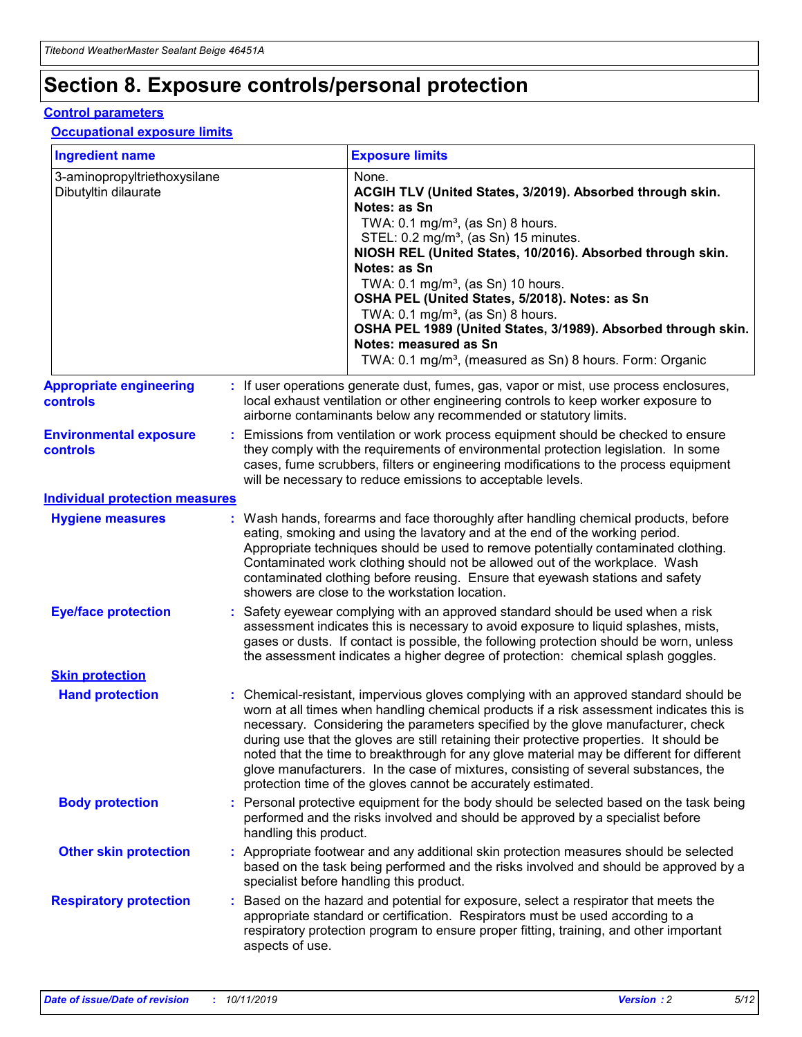# Section 8. Exposure controls/personal protection

## Control parameters

### Occupational exposure limits

| Ingredient name | Exposure limits |
|---|---|
| 3-aminopropyltriethoxysilane | None. |
| Dibutyltin dilaurate | **ACGIH TLV (United States, 3/2019). Absorbed through skin. Notes: as Sn**<br>TWA: 0.1 mg/m³, (as Sn) 8 hours.<br>STEL: 0.2 mg/m³, (as Sn) 15 minutes.<br>**NIOSH REL (United States, 10/2016). Absorbed through skin. Notes: as Sn**<br>TWA: 0.1 mg/m³, (as Sn) 10 hours.<br>**OSHA PEL (United States, 5/2018). Notes: as Sn**<br>TWA: 0.1 mg/m³, (as Sn) 8 hours.<br>**OSHA PEL 1989 (United States, 3/1989). Absorbed through skin. Notes: measured as Sn**<br>TWA: 0.1 mg/m³, (measured as Sn) 8 hours. Form: Organic |

**Appropriate engineering controls** : If user operations generate dust, fumes, gas, vapor or mist, use process enclosures, local exhaust ventilation or other engineering controls to keep worker exposure to airborne contaminants below any recommended or statutory limits.

**Environmental exposure controls** : Emissions from ventilation or work process equipment should be checked to ensure they comply with the requirements of environmental protection legislation. In some cases, fume scrubbers, filters or engineering modifications to the process equipment will be necessary to reduce emissions to acceptable levels.

## Individual protection measures

**Hygiene measures** : Wash hands, forearms and face thoroughly after handling chemical products, before eating, smoking and using the lavatory and at the end of the working period. Appropriate techniques should be used to remove potentially contaminated clothing. Contaminated work clothing should not be allowed out of the workplace. Wash contaminated clothing before reusing. Ensure that eyewash stations and safety showers are close to the workstation location.

**Eye/face protection** : Safety eyewear complying with an approved standard should be used when a risk assessment indicates this is necessary to avoid exposure to liquid splashes, mists, gases or dusts. If contact is possible, the following protection should be worn, unless the assessment indicates a higher degree of protection: chemical splash goggles.

### Skin protection

**Hand protection** : Chemical-resistant, impervious gloves complying with an approved standard should be worn at all times when handling chemical products if a risk assessment indicates this is necessary. Considering the parameters specified by the glove manufacturer, check during use that the gloves are still retaining their protective properties. It should be noted that the time to breakthrough for any glove material may be different for different glove manufacturers. In the case of mixtures, consisting of several substances, the protection time of the gloves cannot be accurately estimated.

**Body protection** : Personal protective equipment for the body should be selected based on the task being performed and the risks involved and should be approved by a specialist before handling this product.

**Other skin protection** : Appropriate footwear and any additional skin protection measures should be selected based on the task being performed and the risks involved and should be approved by a specialist before handling this product.

**Respiratory protection** : Based on the hazard and potential for exposure, select a respirator that meets the appropriate standard or certification. Respirators must be used according to a respiratory protection program to ensure proper fitting, training, and other important aspects of use.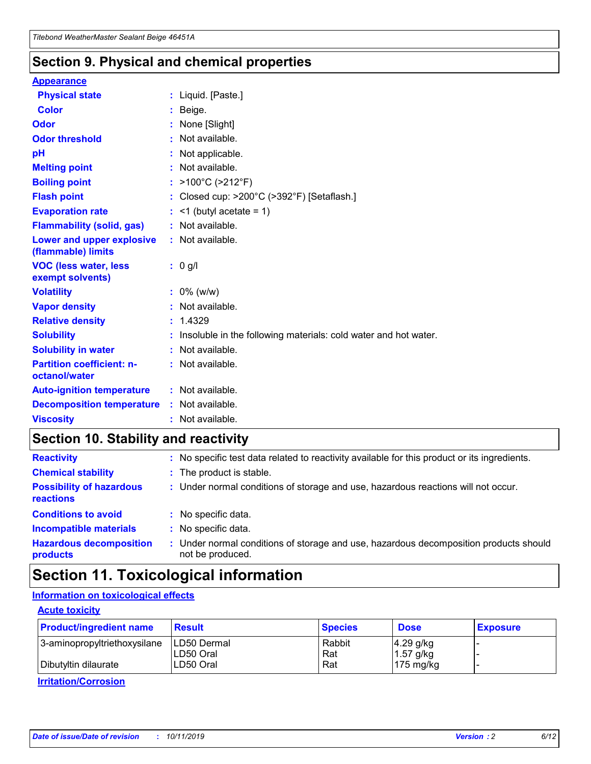## Section 9. Physical and chemical properties

### Appearance

| | |
|---|---|
| **Physical state** | : Liquid. [Paste.] |
| **Color** | : Beige. |
| **Odor** | : None [Slight] |
| **Odor threshold** | : Not available. |
| **pH** | : Not applicable. |
| **Melting point** | : Not available. |
| **Boiling point** | : >100°C (>212°F) |
| **Flash point** | : Closed cup: >200°C (>392°F) [Setaflash.] |
| **Evaporation rate** | : <1 (butyl acetate = 1) |
| **Flammability (solid, gas)** | : Not available. |
| **Lower and upper explosive (flammable) limits** | : Not available. |
| **VOC (less water, less exempt solvents)** | : 0 g/l |
| **Volatility** | : 0% (w/w) |
| **Vapor density** | : Not available. |
| **Relative density** | : 1.4329 |
| **Solubility** | : Insoluble in the following materials: cold water and hot water. |
| **Solubility in water** | : Not available. |
| **Partition coefficient: n-octanol/water** | : Not available. |
| **Auto-ignition temperature** | : Not available. |
| **Decomposition temperature** | : Not available. |
| **Viscosity** | : Not available. |

## Section 10. Stability and reactivity

| | |
|---|---|
| **Reactivity** | : No specific test data related to reactivity available for this product or its ingredients. |
| **Chemical stability** | : The product is stable. |
| **Possibility of hazardous reactions** | : Under normal conditions of storage and use, hazardous reactions will not occur. |
| **Conditions to avoid** | : No specific data. |
| **Incompatible materials** | : No specific data. |
| **Hazardous decomposition products** | : Under normal conditions of storage and use, hazardous decomposition products should not be produced. |

## Section 11. Toxicological information

### Information on toxicological effects

#### Acute toxicity

| Product/ingredient name | Result | Species | Dose | Exposure |
|---|---|---|---|---|
| 3-aminopropyltriethoxysilane | LD50 Dermal | Rabbit | 4.29 g/kg | - |
| | LD50 Oral | Rat | 1.57 g/kg | - |
| Dibutyltin dilaurate | LD50 Oral | Rat | 175 mg/kg | - |

#### Irritation/Corrosion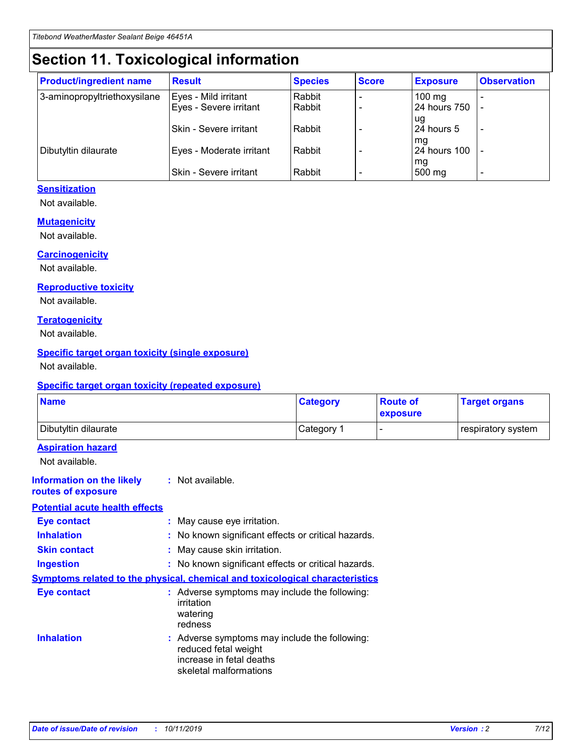# Section 11. Toxicological information

| Product/ingredient name | Result | Species | Score | Exposure | Observation |
|---|---|---|---|---|---|
| 3-aminopropyltriethoxysilane | Eyes - Mild irritant | Rabbit | - | 100 mg | - |
| | Eyes - Severe irritant | Rabbit | - | 24 hours 750 ug | - |
| | Skin - Severe irritant | Rabbit | - | 24 hours 5 mg | - |
| Dibutyltin dilaurate | Eyes - Moderate irritant | Rabbit | - | 24 hours 100 mg | - |
| | Skin - Severe irritant | Rabbit | - | 500 mg | - |

### Sensitization

Not available.

### Mutagenicity

Not available.

### Carcinogenicity

Not available.

### Reproductive toxicity

Not available.

### Teratogenicity

Not available.

### Specific target organ toxicity (single exposure)

Not available.

### Specific target organ toxicity (repeated exposure)

| Name | Category | Route of exposure | Target organs |
|---|---|---|---|
| Dibutyltin dilaurate | Category 1 | - | respiratory system |

### Aspiration hazard

Not available.

**Information on the likely routes of exposure** : Not available.

### Potential acute health effects

**Eye contact** : May cause eye irritation.

**Inhalation** : No known significant effects or critical hazards.

**Skin contact** : May cause skin irritation.

**Ingestion** : No known significant effects or critical hazards.

### Symptoms related to the physical, chemical and toxicological characteristics

**Eye contact** : Adverse symptoms may include the following:
irritation
watering
redness

**Inhalation** : Adverse symptoms may include the following:
reduced fetal weight
increase in fetal deaths
skeletal malformations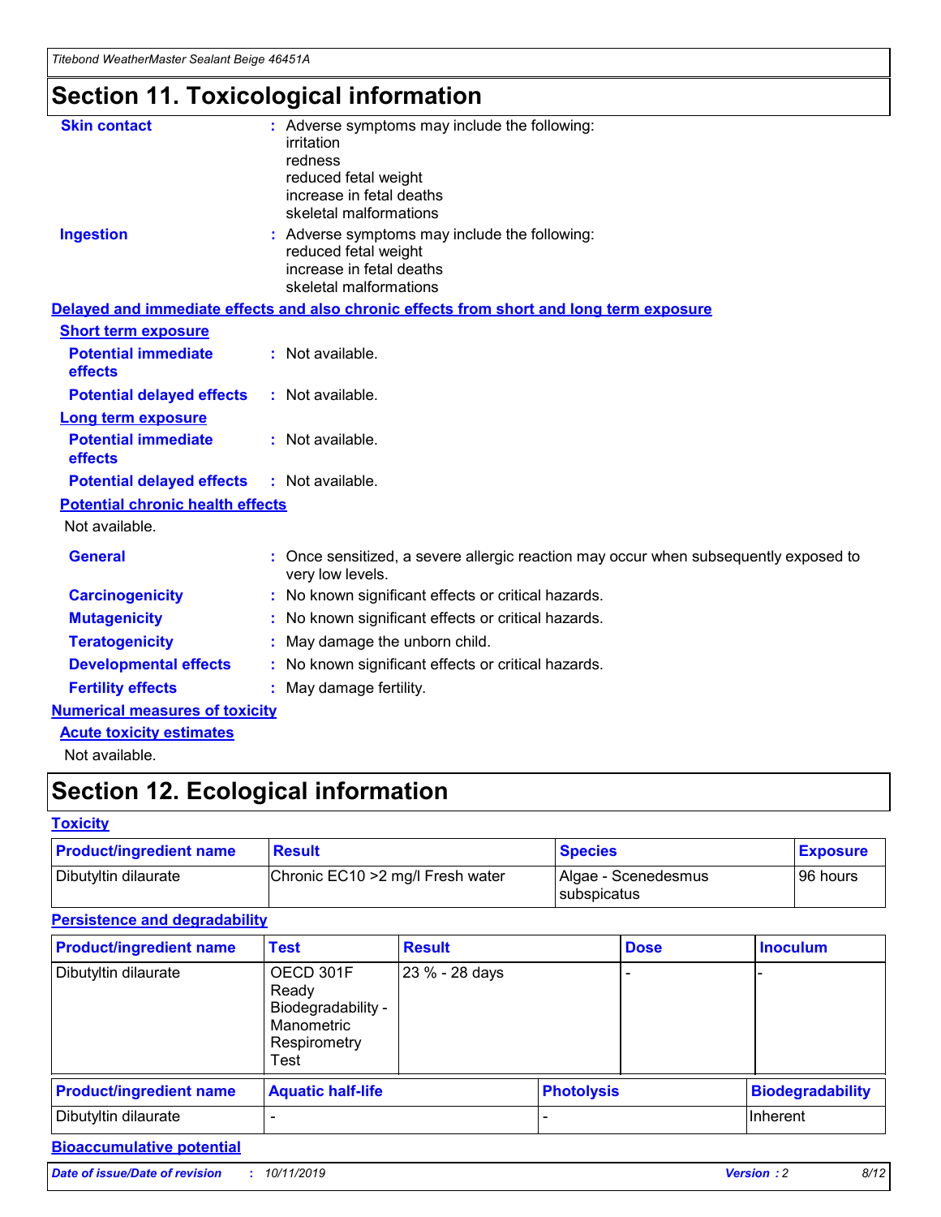# Section 11. Toxicological information

**Skin contact** : Adverse symptoms may include the following:
irritation
redness
reduced fetal weight
increase in fetal deaths
skeletal malformations

**Ingestion** : Adverse symptoms may include the following:
reduced fetal weight
increase in fetal deaths
skeletal malformations

## Delayed and immediate effects and also chronic effects from short and long term exposure

### Short term exposure

**Potential immediate effects** : Not available.

**Potential delayed effects** : Not available.

### Long term exposure

**Potential immediate effects** : Not available.

**Potential delayed effects** : Not available.

### Potential chronic health effects

Not available.

**General** : Once sensitized, a severe allergic reaction may occur when subsequently exposed to very low levels.

**Carcinogenicity** : No known significant effects or critical hazards.

**Mutagenicity** : No known significant effects or critical hazards.

**Teratogenicity** : May damage the unborn child.

**Developmental effects** : No known significant effects or critical hazards.

**Fertility effects** : May damage fertility.

## Numerical measures of toxicity

### Acute toxicity estimates

Not available.

# Section 12. Ecological information

## Toxicity

| Product/ingredient name | Result | Species | Exposure |
|---|---|---|---|
| Dibutyltin dilaurate | Chronic EC10 >2 mg/l Fresh water | Algae - Scenedesmus subspicatus | 96 hours |

## Persistence and degradability

| Product/ingredient name | Test | Result | Dose | Inoculum |
|---|---|---|---|---|
| Dibutyltin dilaurate | OECD 301F Ready Biodegradability - Manometric Respirometry Test | 23 % - 28 days | - | - |

| Product/ingredient name | Aquatic half-life | Photolysis | Biodegradability |
|---|---|---|---|
| Dibutyltin dilaurate | - | - | Inherent |

## Bioaccumulative potential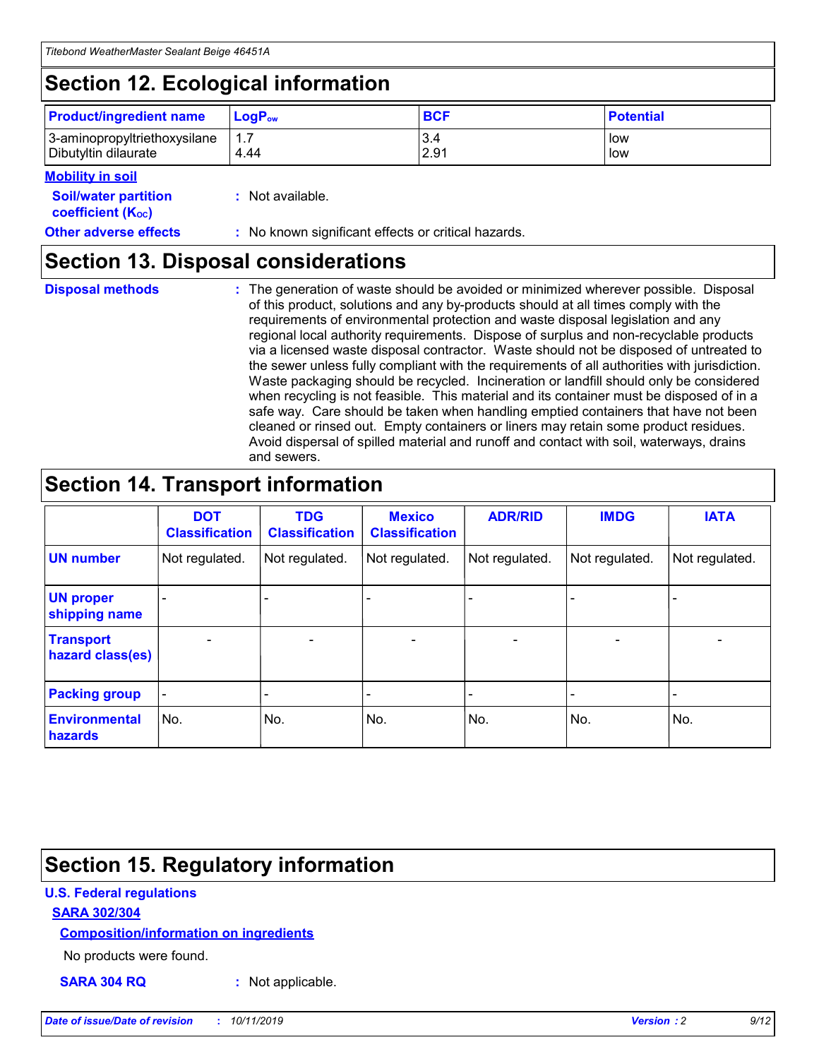# Section 12. Ecological information

| Product/ingredient name | $LogP_{ow}$ | BCF | Potential |
| --- | --- | --- | --- |
| 3-aminopropyltriethoxysilane | 1.7 | 3.4 | low |
| Dibutyltin dilaurate | 4.44 | 2.91 | low |

**Mobility in soil**

**Soil/water partition coefficient ($K_{OC}$)** : Not available.

**Other adverse effects** : No known significant effects or critical hazards.

# Section 13. Disposal considerations

**Disposal methods** : The generation of waste should be avoided or minimized wherever possible. Disposal of this product, solutions and any by-products should at all times comply with the requirements of environmental protection and waste disposal legislation and any regional local authority requirements. Dispose of surplus and non-recyclable products via a licensed waste disposal contractor. Waste should not be disposed of untreated to the sewer unless fully compliant with the requirements of all authorities with jurisdiction. Waste packaging should be recycled. Incineration or landfill should only be considered when recycling is not feasible. This material and its container must be disposed of in a safe way. Care should be taken when handling emptied containers that have not been cleaned or rinsed out. Empty containers or liners may retain some product residues. Avoid dispersal of spilled material and runoff and contact with soil, waterways, drains and sewers.

# Section 14. Transport information

| | DOT Classification | TDG Classification | Mexico Classification | ADR/RID | IMDG | IATA |
| --- | --- | --- | --- | --- | --- | --- |
| UN number | Not regulated. | Not regulated. | Not regulated. | Not regulated. | Not regulated. | Not regulated. |
| UN proper shipping name | - | - | - | - | - | - |
| Transport hazard class(es) | - | - | - | - | - | - |
| Packing group | - | - | - | - | - | - |
| Environmental hazards | No. | No. | No. | No. | No. | No. |

# Section 15. Regulatory information

**U.S. Federal regulations**

**SARA 302/304**

**Composition/information on ingredients**

No products were found.

**SARA 304 RQ** : Not applicable.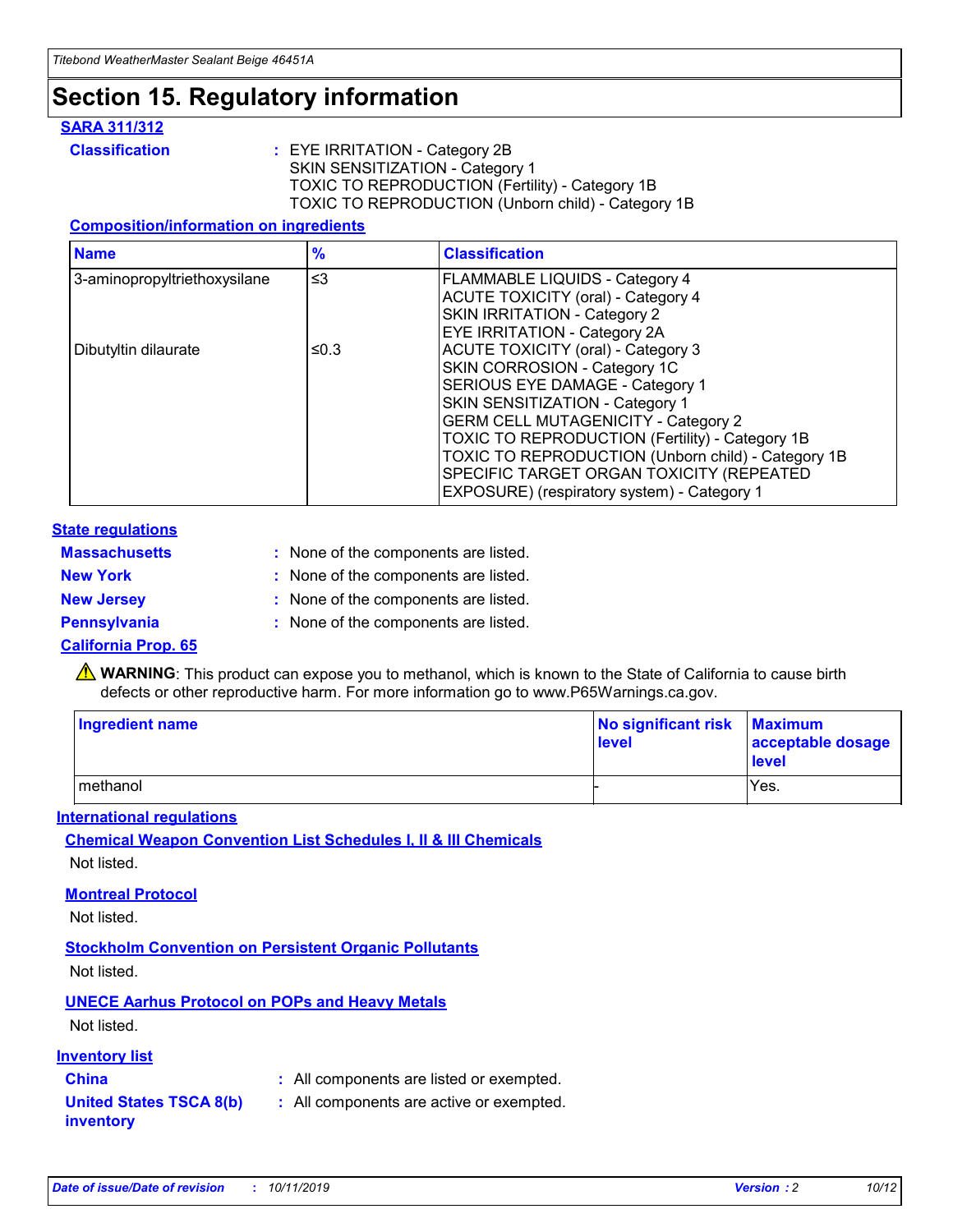# Section 15. Regulatory information

## SARA 311/312

**Classification** : EYE IRRITATION - Category 2B
SKIN SENSITIZATION - Category 1
TOXIC TO REPRODUCTION (Fertility) - Category 1B
TOXIC TO REPRODUCTION (Unborn child) - Category 1B

### Composition/information on ingredients

| Name | % | Classification |
|---|---|---|
| 3-aminopropyltriethoxysilane | ≤3 | FLAMMABLE LIQUIDS - Category 4<br>ACUTE TOXICITY (oral) - Category 4<br>SKIN IRRITATION - Category 2<br>EYE IRRITATION - Category 2A |
| Dibutyltin dilaurate | ≤0.3 | ACUTE TOXICITY (oral) - Category 3<br>SKIN CORROSION - Category 1C<br>SERIOUS EYE DAMAGE - Category 1<br>SKIN SENSITIZATION - Category 1<br>GERM CELL MUTAGENICITY - Category 2<br>TOXIC TO REPRODUCTION (Fertility) - Category 1B<br>TOXIC TO REPRODUCTION (Unborn child) - Category 1B<br>SPECIFIC TARGET ORGAN TOXICITY (REPEATED EXPOSURE) (respiratory system) - Category 1 |

## State regulations

**Massachusetts** : None of the components are listed.
**New York** : None of the components are listed.
**New Jersey** : None of the components are listed.
**Pennsylvania** : None of the components are listed.

## California Prop. 65

⚠ **WARNING**: This product can expose you to methanol, which is known to the State of California to cause birth defects or other reproductive harm. For more information go to www.P65Warnings.ca.gov.

| Ingredient name | No significant risk level | Maximum acceptable dosage level |
|---|---|---|
| methanol | - | Yes. |

## International regulations

### Chemical Weapon Convention List Schedules I, II & III Chemicals

Not listed.

### Montreal Protocol

Not listed.

### Stockholm Convention on Persistent Organic Pollutants

Not listed.

### UNECE Aarhus Protocol on POPs and Heavy Metals

Not listed.

## Inventory list

**China** : All components are listed or exempted.
**United States TSCA 8(b) inventory** : All components are active or exempted.

*Date of issue/Date of revision* : 10/11/2019 *Version* : 2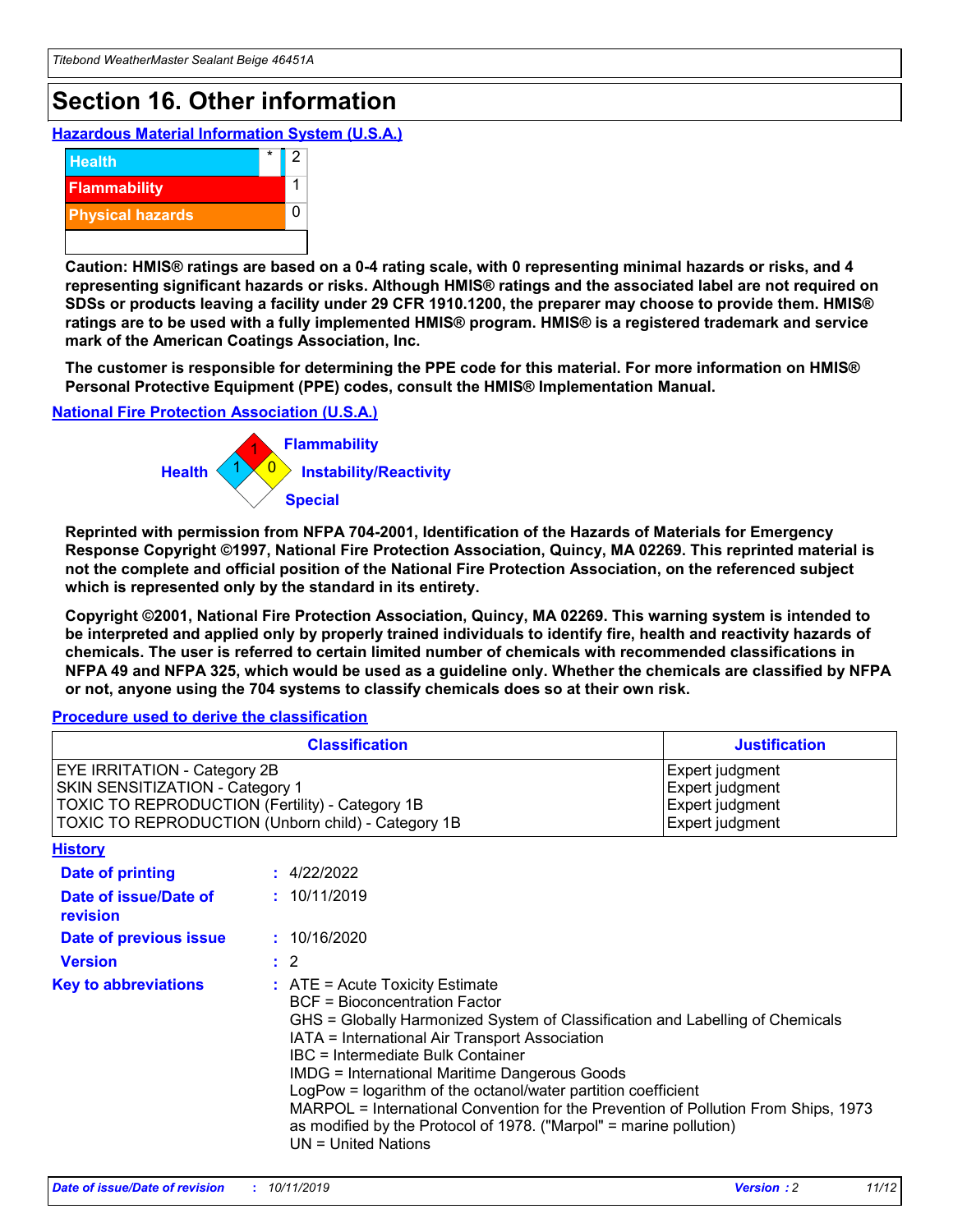# Section 16. Other information

### Hazardous Material Information System (U.S.A.)

| | | |
|---|---|---|
| Health | * | 2 |
| Flammability | | 1 |
| Physical hazards | | 0 |
| | | |

**Caution: HMIS® ratings are based on a 0-4 rating scale, with 0 representing minimal hazards or risks, and 4 representing significant hazards or risks. Although HMIS® ratings and the associated label are not required on SDSs or products leaving a facility under 29 CFR 1910.1200, the preparer may choose to provide them. HMIS® ratings are to be used with a fully implemented HMIS® program. HMIS® is a registered trademark and service mark of the American Coatings Association, Inc.**

**The customer is responsible for determining the PPE code for this material. For more information on HMIS® Personal Protective Equipment (PPE) codes, consult the HMIS® Implementation Manual.**

### National Fire Protection Association (U.S.A.)

Flammability: 1
Health: 1
Instability/Reactivity: 0
Special:

**Reprinted with permission from NFPA 704-2001, Identification of the Hazards of Materials for Emergency Response Copyright ©1997, National Fire Protection Association, Quincy, MA 02269. This reprinted material is not the complete and official position of the National Fire Protection Association, on the referenced subject which is represented only by the standard in its entirety.**

**Copyright ©2001, National Fire Protection Association, Quincy, MA 02269. This warning system is intended to be interpreted and applied only by properly trained individuals to identify fire, health and reactivity hazards of chemicals. The user is referred to certain limited number of chemicals with recommended classifications in NFPA 49 and NFPA 325, which would be used as a guideline only. Whether the chemicals are classified by NFPA or not, anyone using the 704 systems to classify chemicals does so at their own risk.**

### Procedure used to derive the classification

| Classification | Justification |
|---|---|
| EYE IRRITATION - Category 2B | Expert judgment |
| SKIN SENSITIZATION - Category 1 | Expert judgment |
| TOXIC TO REPRODUCTION (Fertility) - Category 1B | Expert judgment |
| TOXIC TO REPRODUCTION (Unborn child) - Category 1B | Expert judgment |

### History

**Date of printing** : 4/22/2022

**Date of issue/Date of revision** : 10/11/2019

**Date of previous issue** : 10/16/2020

**Version** : 2

**Key to abbreviations** : ATE = Acute Toxicity Estimate
BCF = Bioconcentration Factor
GHS = Globally Harmonized System of Classification and Labelling of Chemicals
IATA = International Air Transport Association
IBC = Intermediate Bulk Container
IMDG = International Maritime Dangerous Goods
LogPow = logarithm of the octanol/water partition coefficient
MARPOL = International Convention for the Prevention of Pollution From Ships, 1973 as modified by the Protocol of 1978. ("Marpol" = marine pollution)
UN = United Nations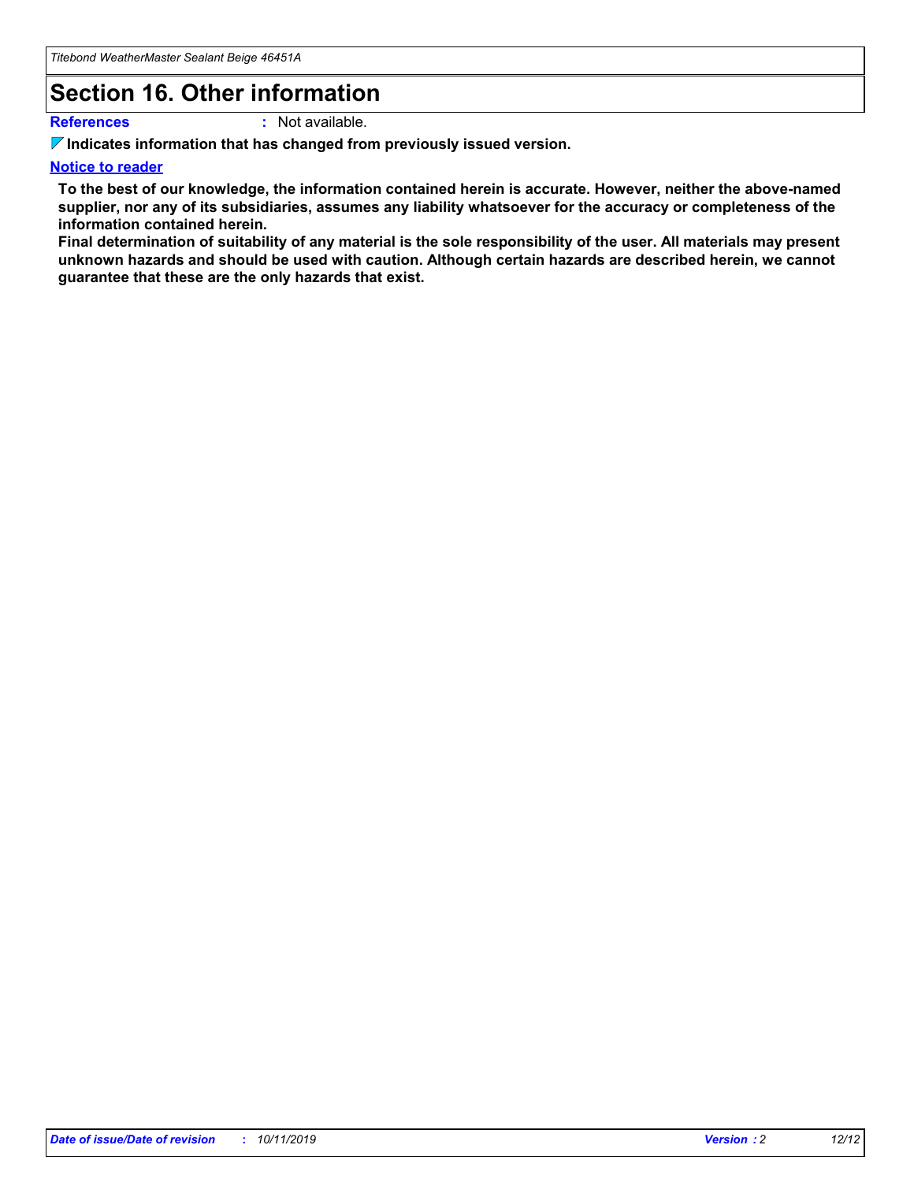# Section 16. Other information

**References** : Not available.

**Indicates information that has changed from previously issued version.**

**Notice to reader**

**To the best of our knowledge, the information contained herein is accurate. However, neither the above-named supplier, nor any of its subsidiaries, assumes any liability whatsoever for the accuracy or completeness of the information contained herein.**

**Final determination of suitability of any material is the sole responsibility of the user. All materials may present unknown hazards and should be used with caution. Although certain hazards are described herein, we cannot guarantee that these are the only hazards that exist.**